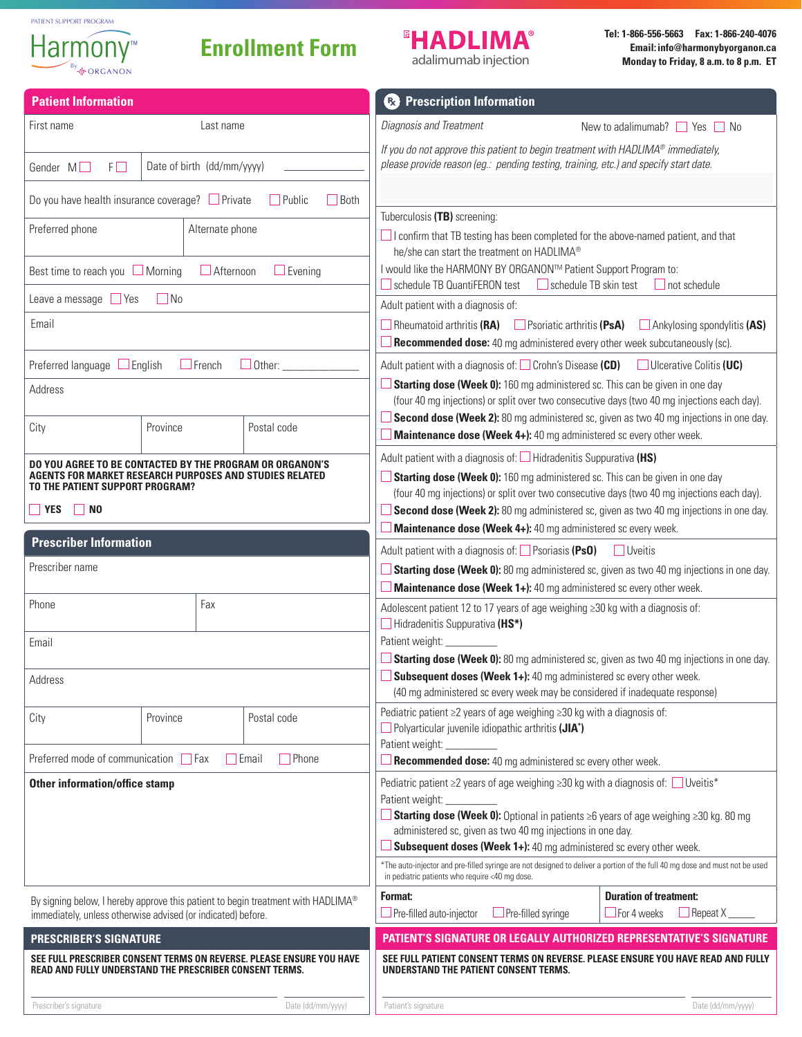PATIENT SUPPORT PROGRAM
Harmony™ By ORGANON

# Enrollment Form

**HADLIMA®** adalimumab injection

Tel: 1-866-556-5663 Fax: 1-866-240-4076
Email: info@harmonybyorganon.ca
Monday to Friday, 8 a.m. to 8 p.m. ET

## Patient Information

First name ____ Last name ____

Gender M ☐ F ☐ Date of birth (dd/mm/yyyy) ____

Do you have health insurance coverage? ☐ Private ☐ Public ☐ Both

Preferred phone ____ Alternate phone ____

Best time to reach you ☐ Morning ☐ Afternoon ☐ Evening

Leave a message ☐ Yes ☐ No

Email ____

Preferred language ☐ English ☐ French ☐ Other: ____

Address ____

City ____ Province ____ Postal code ____

**DO YOU AGREE TO BE CONTACTED BY THE PROGRAM OR ORGANON'S AGENTS FOR MARKET RESEARCH PURPOSES AND STUDIES RELATED TO THE PATIENT SUPPORT PROGRAM?**

☐ **YES** ☐ **NO**

## Prescriber Information

Prescriber name ____

Phone ____ Fax ____

Email ____

Address ____

City ____ Province ____ Postal code ____

Preferred mode of communication ☐ Fax ☐ Email ☐ Phone

**Other information/office stamp**

By signing below, I hereby approve this patient to begin treatment with HADLIMA® immediately, unless otherwise advised (or indicated) before.

## PRESCRIBER'S SIGNATURE

**SEE FULL PRESCRIBER CONSENT TERMS ON REVERSE. PLEASE ENSURE YOU HAVE READ AND FULLY UNDERSTAND THE PRESCRIBER CONSENT TERMS.**

Prescriber's signature ____ Date (dd/mm/yyyy) ____

## Prescription Information

*Diagnosis and Treatment* New to adalimumab? ☐ Yes ☐ No

*If you do not approve this patient to begin treatment with HADLIMA® immediately, please provide reason (eg.: pending testing, training, etc.) and specify start date.*

Tuberculosis (**TB**) screening:

☐ I confirm that TB testing has been completed for the above-named patient, and that he/she can start the treatment on HADLIMA®

I would like the HARMONY BY ORGANON™ Patient Support Program to:
☐ schedule TB QuantiFERON test ☐ schedule TB skin test ☐ not schedule

Adult patient with a diagnosis of:

☐ Rheumatoid arthritis **(RA)** ☐ Psoriatic arthritis **(PsA)** ☐ Ankylosing spondylitis **(AS)**

☐ **Recommended dose:** 40 mg administered every other week subcutaneously (sc).

Adult patient with a diagnosis of: ☐ Crohn's Disease **(CD)** ☐ Ulcerative Colitis **(UC)**

☐ **Starting dose (Week 0):** 160 mg administered sc. This can be given in one day (four 40 mg injections) or split over two consecutive days (two 40 mg injections each day).
☐ **Second dose (Week 2):** 80 mg administered sc, given as two 40 mg injections in one day.
☐ **Maintenance dose (Week 4+):** 40 mg administered sc every other week.

Adult patient with a diagnosis of: ☐ Hidradenitis Suppurativa **(HS)**

☐ **Starting dose (Week 0):** 160 mg administered sc. This can be given in one day (four 40 mg injections) or split over two consecutive days (two 40 mg injections each day).
☐ **Second dose (Week 2):** 80 mg administered sc, given as two 40 mg injections in one day.
☐ **Maintenance dose (Week 4+):** 40 mg administered sc every week.

Adult patient with a diagnosis of: ☐ Psoriasis **(PsO)** ☐ Uveitis

☐ **Starting dose (Week 0):** 80 mg administered sc, given as two 40 mg injections in one day.
☐ **Maintenance dose (Week 1+):** 40 mg administered sc every other week.

Adolescent patient 12 to 17 years of age weighing ≥30 kg with a diagnosis of:
☐ Hidradenitis Suppurativa **(HS*)**
Patient weight: ____
☐ **Starting dose (Week 0):** 80 mg administered sc, given as two 40 mg injections in one day.
☐ **Subsequent doses (Week 1+):** 40 mg administered sc every other week. (40 mg administered sc every week may be considered if inadequate response)

Pediatric patient ≥2 years of age weighing ≥30 kg with a diagnosis of:
☐ Polyarticular juvenile idiopathic arthritis **(JIA*)**
Patient weight: ____
☐ **Recommended dose:** 40 mg administered sc every other week.

Pediatric patient ≥2 years of age weighing ≥30 kg with a diagnosis of: ☐ Uveitis*
Patient weight: ____
☐ **Starting dose (Week 0):** Optional in patients ≥6 years of age weighing ≥30 kg. 80 mg administered sc, given as two 40 mg injections in one day.
☐ **Subsequent doses (Week 1+):** 40 mg administered sc every other week.

*The auto-injector and pre-filled syringe are not designed to deliver a portion of the full 40 mg dose and must not be used in pediatric patients who require <40 mg dose.

**Format:** ☐ Pre-filled auto-injector ☐ Pre-filled syringe

**Duration of treatment:** ☐ For 4 weeks ☐ Repeat X ____

## PATIENT'S SIGNATURE OR LEGALLY AUTHORIZED REPRESENTATIVE'S SIGNATURE

**SEE FULL PATIENT CONSENT TERMS ON REVERSE. PLEASE ENSURE YOU HAVE READ AND FULLY UNDERSTAND THE PATIENT CONSENT TERMS.**

Patient's signature ____ Date (dd/mm/yyyy) ____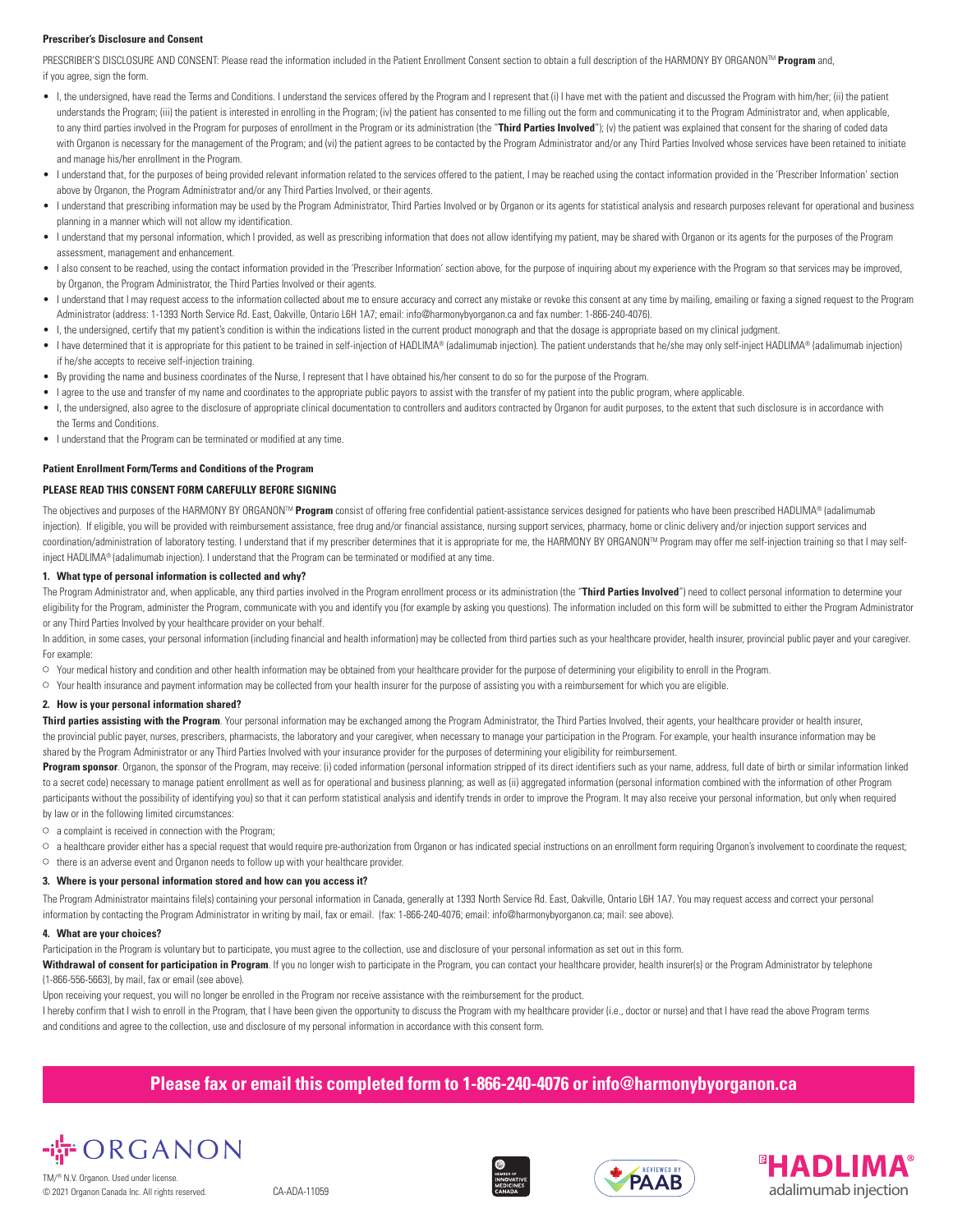**Prescriber's Disclosure and Consent**

PRESCRIBER'S DISCLOSURE AND CONSENT: Please read the information included in the Patient Enrollment Consent section to obtain a full description of the HARMONY BY ORGANON™ **Program** and, if you agree, sign the form.

- I, the undersigned, have read the Terms and Conditions. I understand the services offered by the Program and I represent that (i) I have met with the patient and discussed the Program with him/her; (ii) the patient understands the Program; (iii) the patient is interested in enrolling in the Program; (iv) the patient has consented to me filling out the form and communicating it to the Program Administrator and, when applicable, to any third parties involved in the Program for purposes of enrollment in the Program or its administration (the "**Third Parties Involved**"); (v) the patient was explained that consent for the sharing of coded data with Organon is necessary for the management of the Program; and (vi) the patient agrees to be contacted by the Program Administrator and/or any Third Parties Involved whose services have been retained to initiate and manage his/her enrollment in the Program.
- I understand that, for the purposes of being provided relevant information related to the services offered to the patient, I may be reached using the contact information provided in the 'Prescriber Information' section above by Organon, the Program Administrator and/or any Third Parties Involved, or their agents.
- I understand that prescribing information may be used by the Program Administrator, Third Parties Involved or by Organon or its agents for statistical analysis and research purposes relevant for operational and business planning in a manner which will not allow my identification.
- I understand that my personal information, which I provided, as well as prescribing information that does not allow identifying my patient, may be shared with Organon or its agents for the purposes of the Program assessment, management and enhancement.
- I also consent to be reached, using the contact information provided in the 'Prescriber Information' section above, for the purpose of inquiring about my experience with the Program so that services may be improved, by Organon, the Program Administrator, the Third Parties Involved or their agents.
- I understand that I may request access to the information collected about me to ensure accuracy and correct any mistake or revoke this consent at any time by mailing, emailing or faxing a signed request to the Program Administrator (address: 1-1393 North Service Rd. East, Oakville, Ontario L6H 1A7; email: info@harmonybyorganon.ca and fax number: 1-866-240-4076).
- I, the undersigned, certify that my patient's condition is within the indications listed in the current product monograph and that the dosage is appropriate based on my clinical judgment.
- I have determined that it is appropriate for this patient to be trained in self-injection of HADLIMA® (adalimumab injection). The patient understands that he/she may only self-inject HADLIMA® (adalimumab injection) if he/she accepts to receive self-injection training.
- By providing the name and business coordinates of the Nurse, I represent that I have obtained his/her consent to do so for the purpose of the Program.
- I agree to the use and transfer of my name and coordinates to the appropriate public payors to assist with the transfer of my patient into the public program, where applicable.
- I, the undersigned, also agree to the disclosure of appropriate clinical documentation to controllers and auditors contracted by Organon for audit purposes, to the extent that such disclosure is in accordance with the Terms and Conditions.
- I understand that the Program can be terminated or modified at any time.

**Patient Enrollment Form/Terms and Conditions of the Program**

**PLEASE READ THIS CONSENT FORM CAREFULLY BEFORE SIGNING**

The objectives and purposes of the HARMONY BY ORGANON™ **Program** consist of offering free confidential patient-assistance services designed for patients who have been prescribed HADLIMA® (adalimumab injection). If eligible, you will be provided with reimbursement assistance, free drug and/or financial assistance, nursing support services, pharmacy, home or clinic delivery and/or injection support services and coordination/administration of laboratory testing. I understand that if my prescriber determines that it is appropriate for me, the HARMONY BY ORGANON™ Program may offer me self-injection training so that I may self-inject HADLIMA® (adalimumab injection). I understand that the Program can be terminated or modified at any time.

**1. What type of personal information is collected and why?**

The Program Administrator and, when applicable, any third parties involved in the Program enrollment process or its administration (the "**Third Parties Involved**") need to collect personal information to determine your eligibility for the Program, administer the Program, communicate with you and identify you (for example by asking you questions). The information included on this form will be submitted to either the Program Administrator or any Third Parties Involved by your healthcare provider on your behalf.

In addition, in some cases, your personal information (including financial and health information) may be collected from third parties such as your healthcare provider, health insurer, provincial public payer and your caregiver. For example:

- Your medical history and condition and other health information may be obtained from your healthcare provider for the purpose of determining your eligibility to enroll in the Program.
- Your health insurance and payment information may be collected from your health insurer for the purpose of assisting you with a reimbursement for which you are eligible.

**2. How is your personal information shared?**

**Third parties assisting with the Program**. Your personal information may be exchanged among the Program Administrator, the Third Parties Involved, their agents, your healthcare provider or health insurer, the provincial public payer, nurses, prescribers, pharmacists, the laboratory and your caregiver, when necessary to manage your participation in the Program. For example, your health insurance information may be shared by the Program Administrator or any Third Parties Involved with your insurance provider for the purposes of determining your eligibility for reimbursement.

**Program sponsor**. Organon, the sponsor of the Program, may receive: (i) coded information (personal information stripped of its direct identifiers such as your name, address, full date of birth or similar information linked to a secret code) necessary to manage patient enrollment as well as for operational and business planning; as well as (ii) aggregated information (personal information combined with the information of other Program participants without the possibility of identifying you) so that it can perform statistical analysis and identify trends in order to improve the Program. It may also receive your personal information, but only when required by law or in the following limited circumstances:

- a complaint is received in connection with the Program;
- a healthcare provider either has a special request that would require pre-authorization from Organon or has indicated special instructions on an enrollment form requiring Organon's involvement to coordinate the request;
- there is an adverse event and Organon needs to follow up with your healthcare provider.

**3. Where is your personal information stored and how can you access it?**

The Program Administrator maintains file(s) containing your personal information in Canada, generally at 1393 North Service Rd. East, Oakville, Ontario L6H 1A7. You may request access and correct your personal information by contacting the Program Administrator in writing by mail, fax or email. (fax: 1-866-240-4076; email: info@harmonybyorganon.ca; mail: see above).

**4. What are your choices?**

Participation in the Program is voluntary but to participate, you must agree to the collection, use and disclosure of your personal information as set out in this form.

**Withdrawal of consent for participation in Program**. If you no longer wish to participate in the Program, you can contact your healthcare provider, health insurer(s) or the Program Administrator by telephone (1-866-556-5663), by mail, fax or email (see above).

Upon receiving your request, you will no longer be enrolled in the Program nor receive assistance with the reimbursement for the product.

I hereby confirm that I wish to enroll in the Program, that I have been given the opportunity to discuss the Program with my healthcare provider (i.e., doctor or nurse) and that I have read the above Program terms and conditions and agree to the collection, use and disclosure of my personal information in accordance with this consent form.

**Please fax or email this completed form to 1-866-240-4076 or info@harmonybyorganon.ca**

ORGANON

TM/® N.V. Organon. Used under license.
© 2021 Organon Canada Inc. All rights reserved.

CA-ADA-11059

MEMBER OF INNOVATIVE MEDICINES CANADA

REVIEWED BY PAAB

HADLIMA®
adalimumab injection